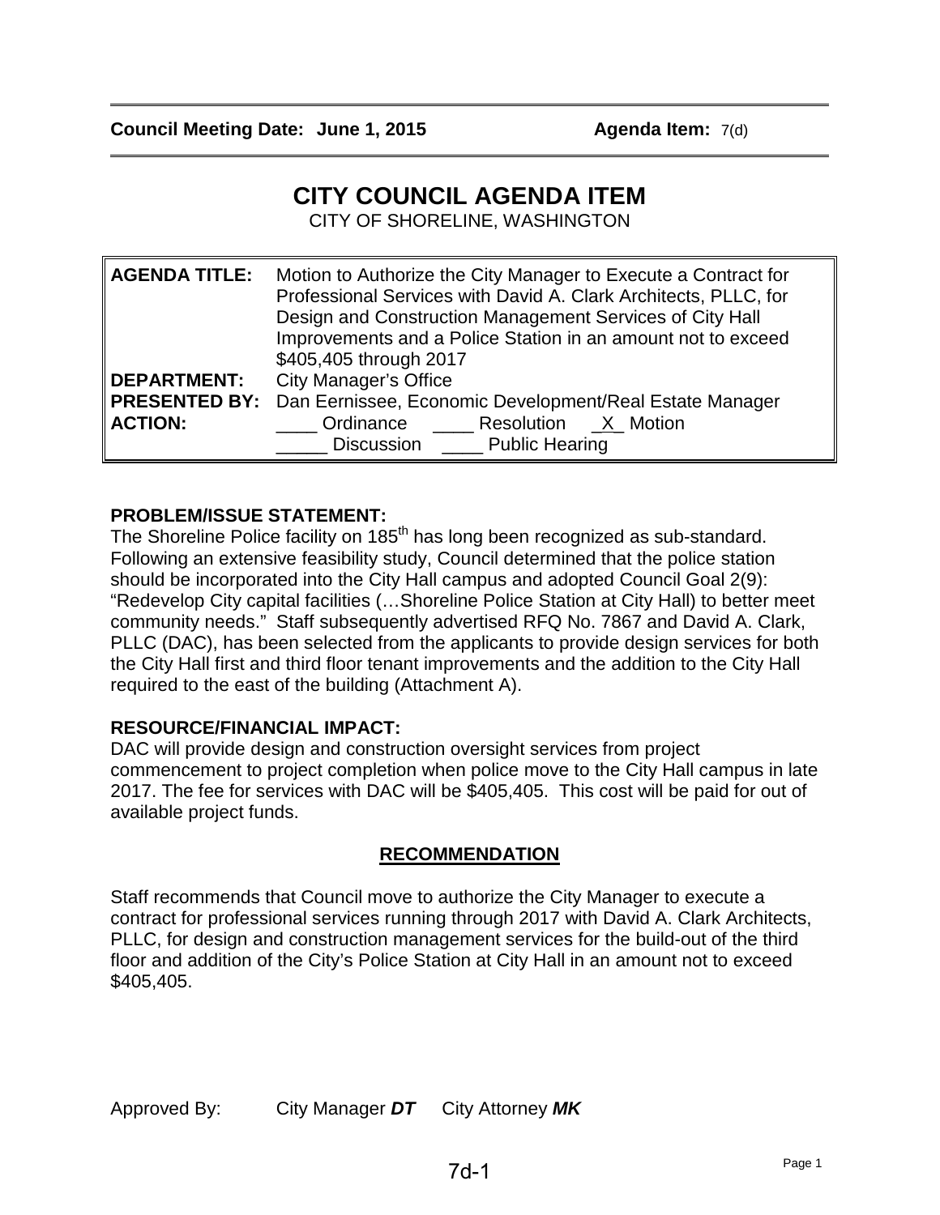**Council Meeting Date: June 1, 2015** **Agenda Item:** 7(d)

# CITY COUNCIL AGENDA ITEM

CITY OF SHORELINE, WASHINGTON

| | |
|---|---|
| **AGENDA TITLE:** | Motion to Authorize the City Manager to Execute a Contract for Professional Services with David A. Clark Architects, PLLC, for Design and Construction Management Services of City Hall Improvements and a Police Station in an amount not to exceed $405,405 through 2017 |
| **DEPARTMENT:** | City Manager's Office |
| **PRESENTED BY:** | Dan Eernissee, Economic Development/Real Estate Manager |
| **ACTION:** | ____ Ordinance ____ Resolution _X_ Motion<br>_____ Discussion ____ Public Hearing |

**PROBLEM/ISSUE STATEMENT:**
The Shoreline Police facility on 185th has long been recognized as sub-standard. Following an extensive feasibility study, Council determined that the police station should be incorporated into the City Hall campus and adopted Council Goal 2(9): "Redevelop City capital facilities (…Shoreline Police Station at City Hall) to better meet community needs." Staff subsequently advertised RFQ No. 7867 and David A. Clark, PLLC (DAC), has been selected from the applicants to provide design services for both the City Hall first and third floor tenant improvements and the addition to the City Hall required to the east of the building (Attachment A).

**RESOURCE/FINANCIAL IMPACT:**
DAC will provide design and construction oversight services from project commencement to project completion when police move to the City Hall campus in late 2017. The fee for services with DAC will be $405,405. This cost will be paid for out of available project funds.

## RECOMMENDATION

Staff recommends that Council move to authorize the City Manager to execute a contract for professional services running through 2017 with David A. Clark Architects, PLLC, for design and construction management services for the build-out of the third floor and addition of the City's Police Station at City Hall in an amount not to exceed $405,405.

Approved By: City Manager ***DT*** City Attorney ***MK***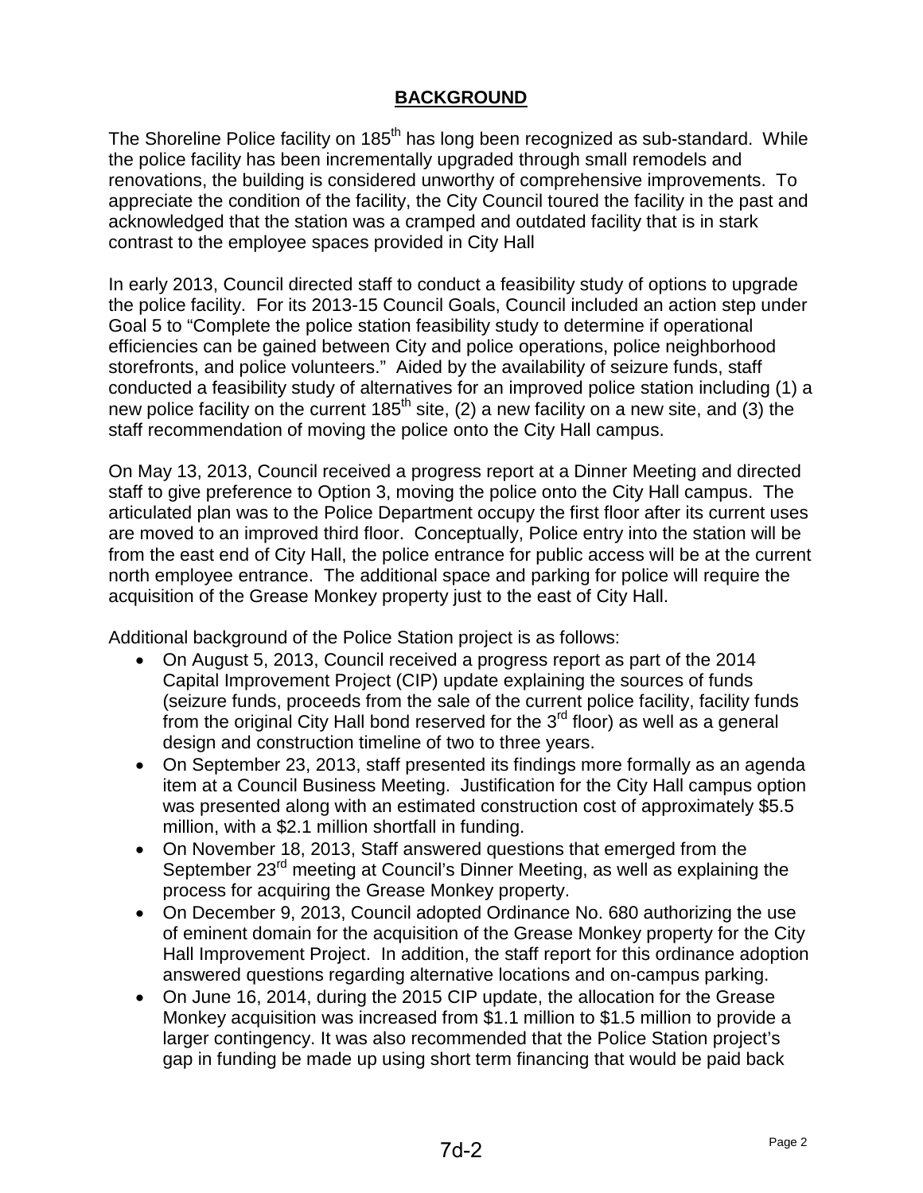## BACKGROUND

The Shoreline Police facility on 185th has long been recognized as sub-standard. While the police facility has been incrementally upgraded through small remodels and renovations, the building is considered unworthy of comprehensive improvements. To appreciate the condition of the facility, the City Council toured the facility in the past and acknowledged that the station was a cramped and outdated facility that is in stark contrast to the employee spaces provided in City Hall

In early 2013, Council directed staff to conduct a feasibility study of options to upgrade the police facility. For its 2013-15 Council Goals, Council included an action step under Goal 5 to "Complete the police station feasibility study to determine if operational efficiencies can be gained between City and police operations, police neighborhood storefronts, and police volunteers." Aided by the availability of seizure funds, staff conducted a feasibility study of alternatives for an improved police station including (1) a new police facility on the current 185th site, (2) a new facility on a new site, and (3) the staff recommendation of moving the police onto the City Hall campus.

On May 13, 2013, Council received a progress report at a Dinner Meeting and directed staff to give preference to Option 3, moving the police onto the City Hall campus. The articulated plan was to the Police Department occupy the first floor after its current uses are moved to an improved third floor. Conceptually, Police entry into the station will be from the east end of City Hall, the police entrance for public access will be at the current north employee entrance. The additional space and parking for police will require the acquisition of the Grease Monkey property just to the east of City Hall.

Additional background of the Police Station project is as follows:

- On August 5, 2013, Council received a progress report as part of the 2014 Capital Improvement Project (CIP) update explaining the sources of funds (seizure funds, proceeds from the sale of the current police facility, facility funds from the original City Hall bond reserved for the 3rd floor) as well as a general design and construction timeline of two to three years.
- On September 23, 2013, staff presented its findings more formally as an agenda item at a Council Business Meeting. Justification for the City Hall campus option was presented along with an estimated construction cost of approximately $5.5 million, with a $2.1 million shortfall in funding.
- On November 18, 2013, Staff answered questions that emerged from the September 23rd meeting at Council's Dinner Meeting, as well as explaining the process for acquiring the Grease Monkey property.
- On December 9, 2013, Council adopted Ordinance No. 680 authorizing the use of eminent domain for the acquisition of the Grease Monkey property for the City Hall Improvement Project. In addition, the staff report for this ordinance adoption answered questions regarding alternative locations and on-campus parking.
- On June 16, 2014, during the 2015 CIP update, the allocation for the Grease Monkey acquisition was increased from $1.1 million to $1.5 million to provide a larger contingency. It was also recommended that the Police Station project's gap in funding be made up using short term financing that would be paid back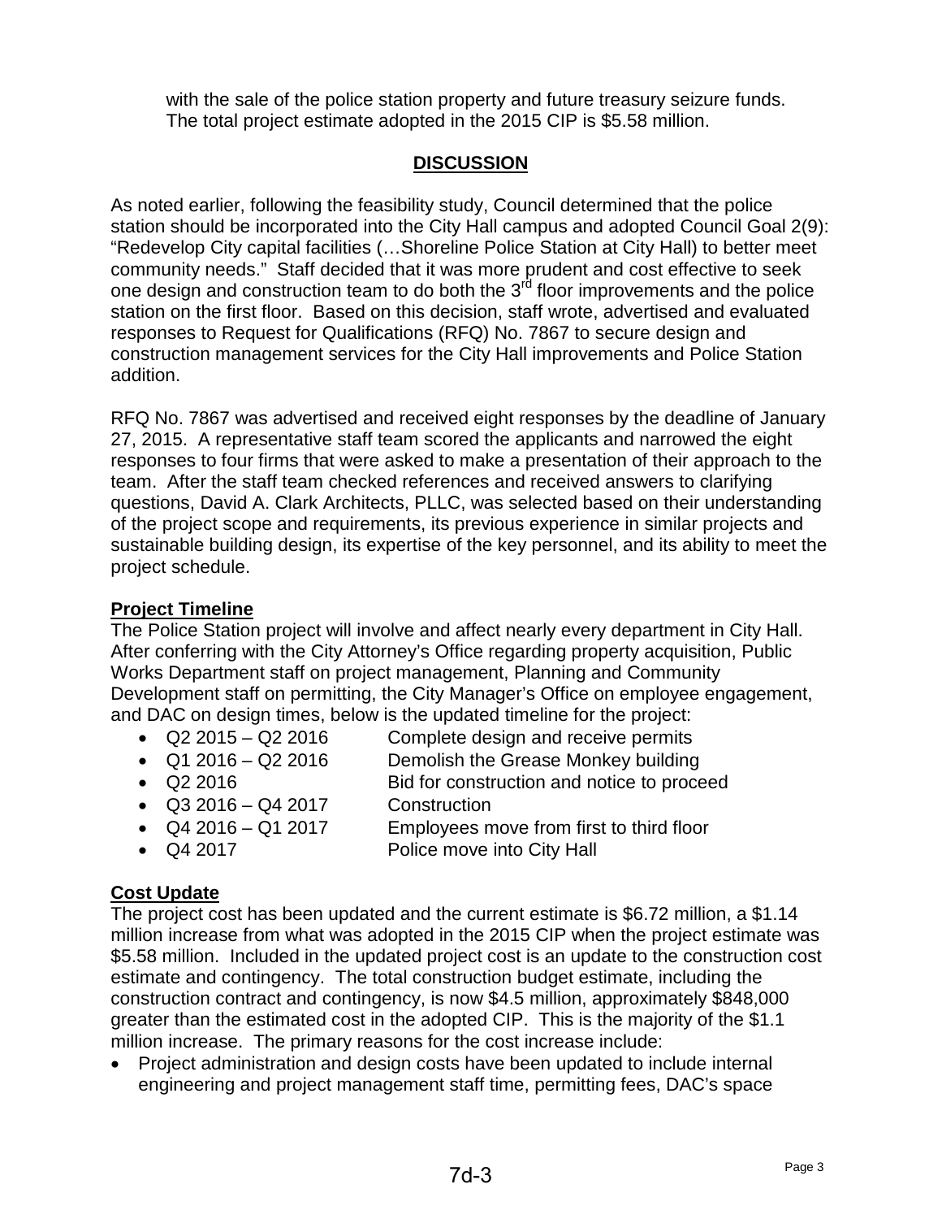with the sale of the police station property and future treasury seizure funds. The total project estimate adopted in the 2015 CIP is $5.58 million.

## DISCUSSION

As noted earlier, following the feasibility study, Council determined that the police station should be incorporated into the City Hall campus and adopted Council Goal 2(9): "Redevelop City capital facilities (…Shoreline Police Station at City Hall) to better meet community needs." Staff decided that it was more prudent and cost effective to seek one design and construction team to do both the 3rd floor improvements and the police station on the first floor. Based on this decision, staff wrote, advertised and evaluated responses to Request for Qualifications (RFQ) No. 7867 to secure design and construction management services for the City Hall improvements and Police Station addition.

RFQ No. 7867 was advertised and received eight responses by the deadline of January 27, 2015. A representative staff team scored the applicants and narrowed the eight responses to four firms that were asked to make a presentation of their approach to the team. After the staff team checked references and received answers to clarifying questions, David A. Clark Architects, PLLC, was selected based on their understanding of the project scope and requirements, its previous experience in similar projects and sustainable building design, its expertise of the key personnel, and its ability to meet the project schedule.

### Project Timeline

The Police Station project will involve and affect nearly every department in City Hall. After conferring with the City Attorney's Office regarding property acquisition, Public Works Department staff on project management, Planning and Community Development staff on permitting, the City Manager's Office on employee engagement, and DAC on design times, below is the updated timeline for the project:

- Q2 2015 – Q2 2016 Complete design and receive permits
- Q1 2016 – Q2 2016 Demolish the Grease Monkey building
- Q2 2016 Bid for construction and notice to proceed
- Q3 2016 – Q4 2017 Construction
- Q4 2016 – Q1 2017 Employees move from first to third floor
- Q4 2017 Police move into City Hall

### Cost Update

The project cost has been updated and the current estimate is $6.72 million, a $1.14 million increase from what was adopted in the 2015 CIP when the project estimate was $5.58 million. Included in the updated project cost is an update to the construction cost estimate and contingency. The total construction budget estimate, including the construction contract and contingency, is now $4.5 million, approximately $848,000 greater than the estimated cost in the adopted CIP. This is the majority of the $1.1 million increase. The primary reasons for the cost increase include:

- Project administration and design costs have been updated to include internal engineering and project management staff time, permitting fees, DAC's space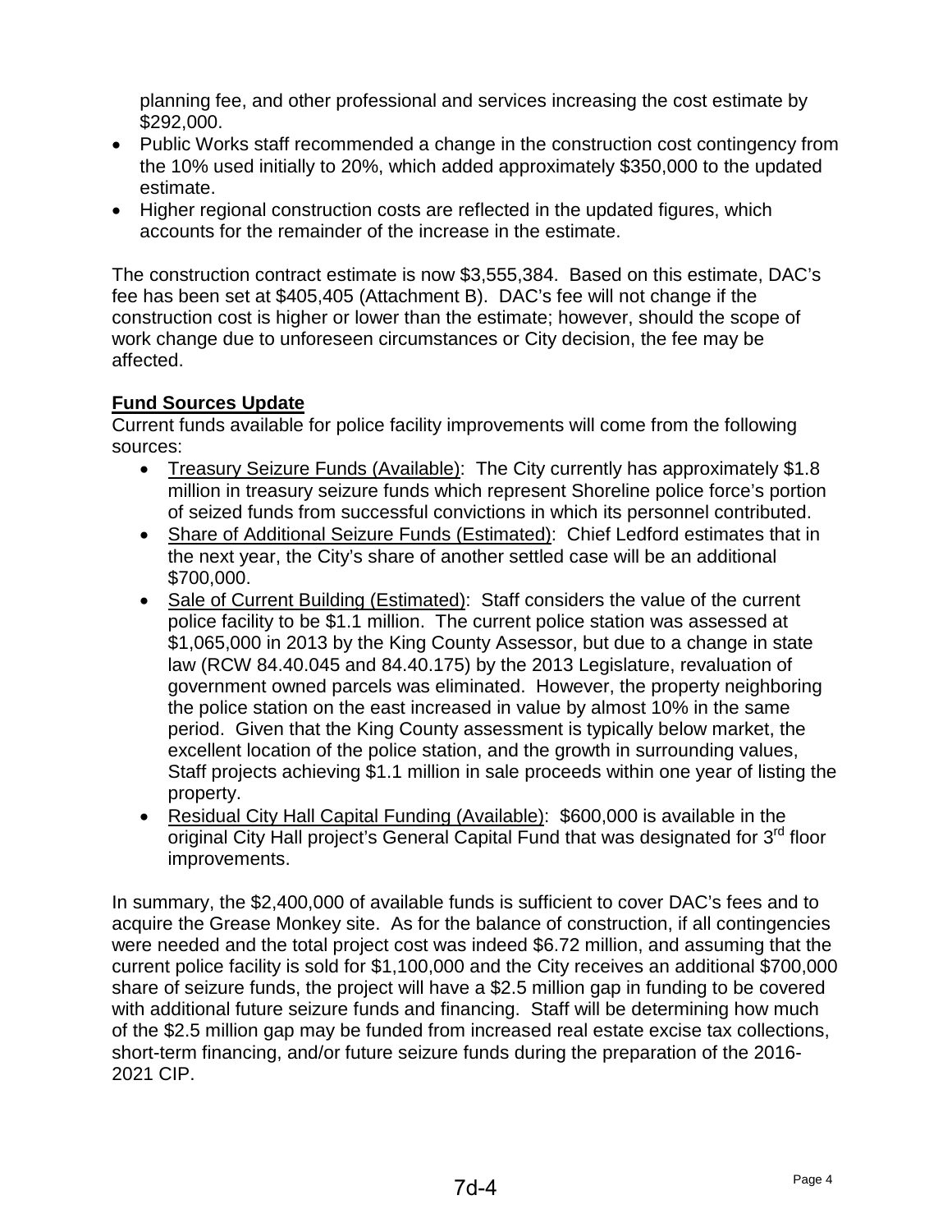planning fee, and other professional and services increasing the cost estimate by $292,000.

- Public Works staff recommended a change in the construction cost contingency from the 10% used initially to 20%, which added approximately $350,000 to the updated estimate.
- Higher regional construction costs are reflected in the updated figures, which accounts for the remainder of the increase in the estimate.

The construction contract estimate is now $3,555,384. Based on this estimate, DAC's fee has been set at $405,405 (Attachment B). DAC's fee will not change if the construction cost is higher or lower than the estimate; however, should the scope of work change due to unforeseen circumstances or City decision, the fee may be affected.

**Fund Sources Update**

Current funds available for police facility improvements will come from the following sources:

- Treasury Seizure Funds (Available): The City currently has approximately $1.8 million in treasury seizure funds which represent Shoreline police force's portion of seized funds from successful convictions in which its personnel contributed.
- Share of Additional Seizure Funds (Estimated): Chief Ledford estimates that in the next year, the City's share of another settled case will be an additional $700,000.
- Sale of Current Building (Estimated): Staff considers the value of the current police facility to be $1.1 million. The current police station was assessed at $1,065,000 in 2013 by the King County Assessor, but due to a change in state law (RCW 84.40.045 and 84.40.175) by the 2013 Legislature, revaluation of government owned parcels was eliminated. However, the property neighboring the police station on the east increased in value by almost 10% in the same period. Given that the King County assessment is typically below market, the excellent location of the police station, and the growth in surrounding values, Staff projects achieving $1.1 million in sale proceeds within one year of listing the property.
- Residual City Hall Capital Funding (Available): $600,000 is available in the original City Hall project's General Capital Fund that was designated for 3rd floor improvements.

In summary, the $2,400,000 of available funds is sufficient to cover DAC's fees and to acquire the Grease Monkey site. As for the balance of construction, if all contingencies were needed and the total project cost was indeed $6.72 million, and assuming that the current police facility is sold for $1,100,000 and the City receives an additional $700,000 share of seizure funds, the project will have a $2.5 million gap in funding to be covered with additional future seizure funds and financing. Staff will be determining how much of the $2.5 million gap may be funded from increased real estate excise tax collections, short-term financing, and/or future seizure funds during the preparation of the 2016-2021 CIP.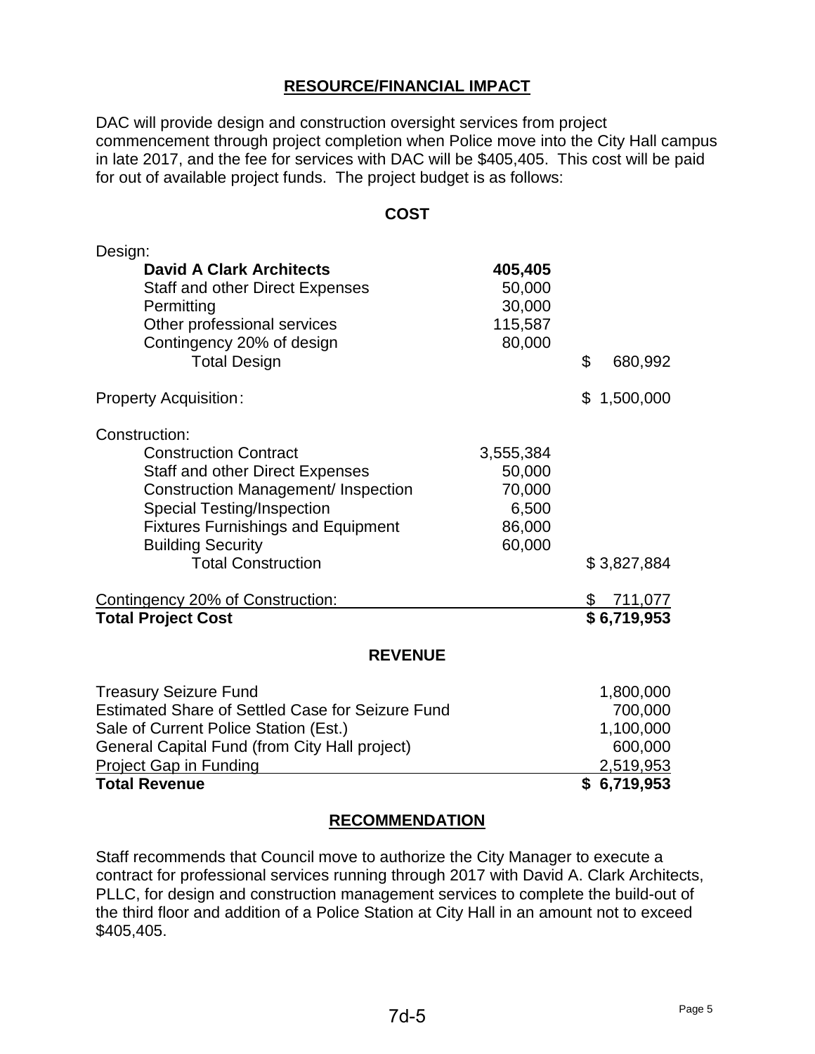## RESOURCE/FINANCIAL IMPACT

DAC will provide design and construction oversight services from project commencement through project completion when Police move into the City Hall campus in late 2017, and the fee for services with DAC will be $405,405. This cost will be paid for out of available project funds. The project budget is as follows:

### COST

| | | |
|---|---|---|
| Design: | | |
| **David A Clark Architects** | **405,405** | |
| Staff and other Direct Expenses | 50,000 | |
| Permitting | 30,000 | |
| Other professional services | 115,587 | |
| Contingency 20% of design | 80,000 | |
| Total Design | | $ 680,992 |
| Property Acquisition: | | $ 1,500,000 |
| Construction: | | |
| Construction Contract | 3,555,384 | |
| Staff and other Direct Expenses | 50,000 | |
| Construction Management/ Inspection | 70,000 | |
| Special Testing/Inspection | 6,500 | |
| Fixtures Furnishings and Equipment | 86,000 | |
| Building Security | 60,000 | |
| Total Construction | | $ 3,827,884 |
| Contingency 20% of Construction: | | $ 711,077 |
| **Total Project Cost** | | **$ 6,719,953** |

### REVENUE

| | |
|---|---|
| Treasury Seizure Fund | 1,800,000 |
| Estimated Share of Settled Case for Seizure Fund | 700,000 |
| Sale of Current Police Station (Est.) | 1,100,000 |
| General Capital Fund (from City Hall project) | 600,000 |
| Project Gap in Funding | 2,519,953 |
| **Total Revenue** | **$ 6,719,953** |

## RECOMMENDATION

Staff recommends that Council move to authorize the City Manager to execute a contract for professional services running through 2017 with David A. Clark Architects, PLLC, for design and construction management services to complete the build-out of the third floor and addition of a Police Station at City Hall in an amount not to exceed $405,405.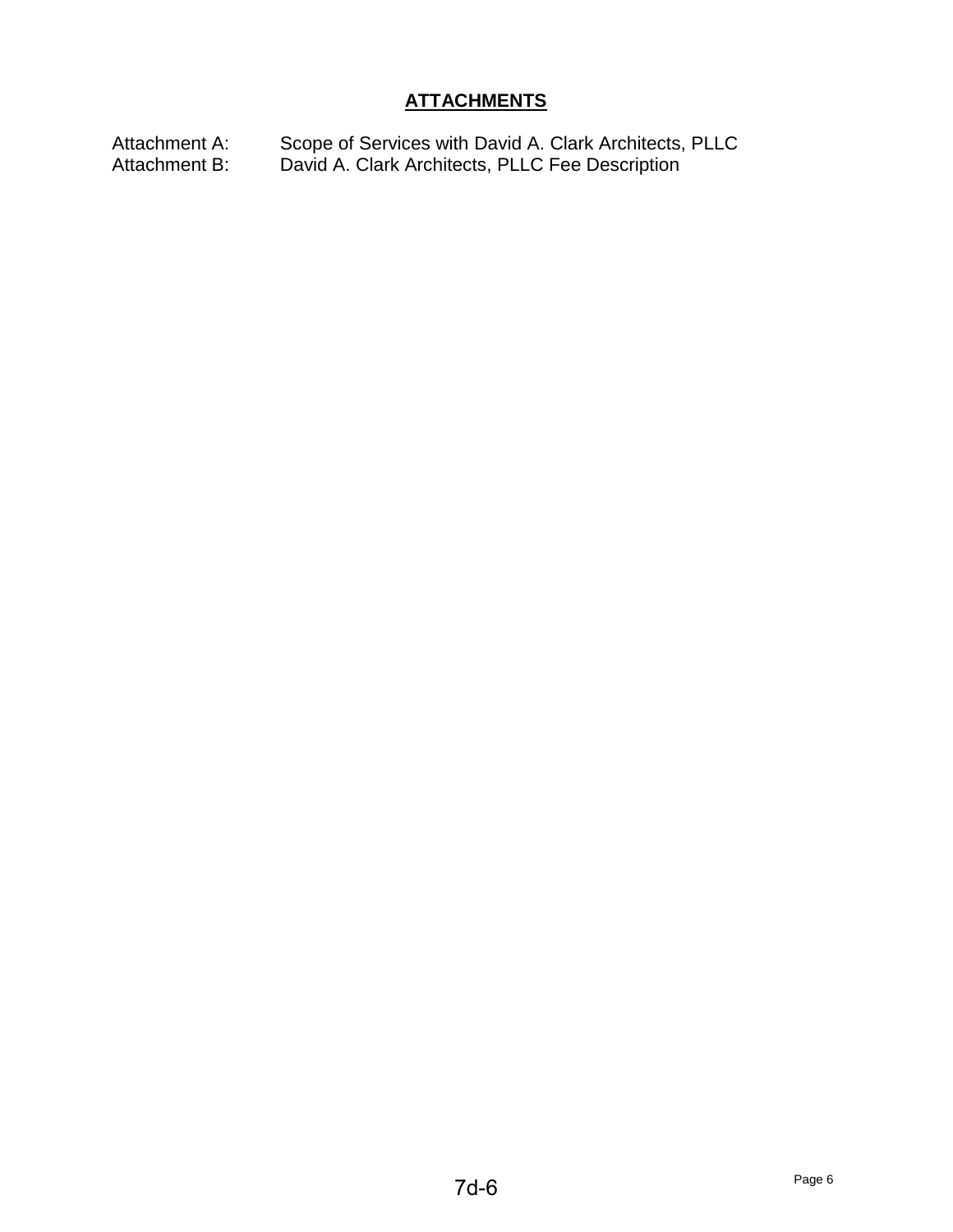## ATTACHMENTS

Attachment A: Scope of Services with David A. Clark Architects, PLLC
Attachment B: David A. Clark Architects, PLLC Fee Description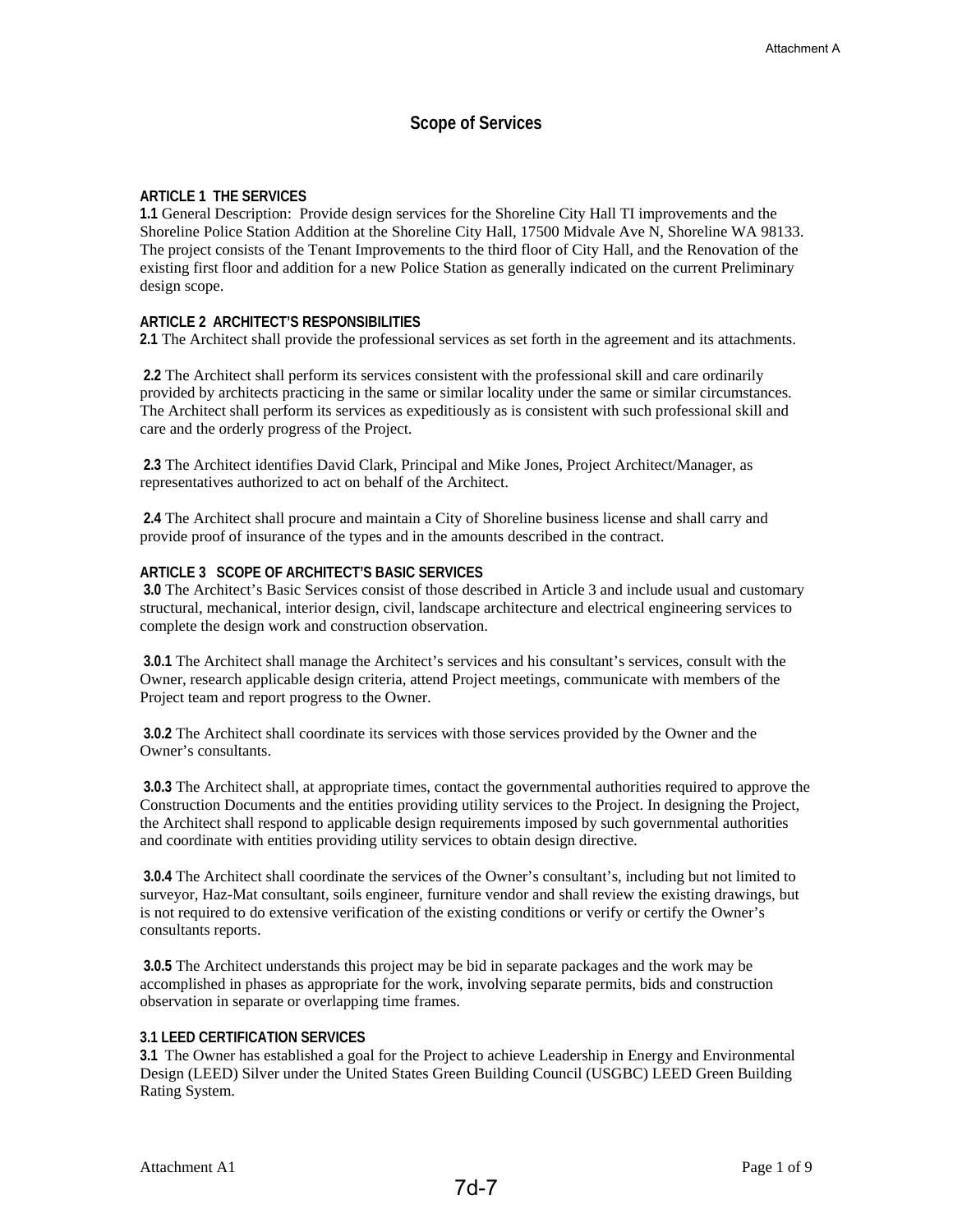# Scope of Services

## ARTICLE 1 THE SERVICES

**1.1** General Description: Provide design services for the Shoreline City Hall TI improvements and the Shoreline Police Station Addition at the Shoreline City Hall, 17500 Midvale Ave N, Shoreline WA 98133. The project consists of the Tenant Improvements to the third floor of City Hall, and the Renovation of the existing first floor and addition for a new Police Station as generally indicated on the current Preliminary design scope.

## ARTICLE 2 ARCHITECT'S RESPONSIBILITIES

**2.1** The Architect shall provide the professional services as set forth in the agreement and its attachments.

**2.2** The Architect shall perform its services consistent with the professional skill and care ordinarily provided by architects practicing in the same or similar locality under the same or similar circumstances. The Architect shall perform its services as expeditiously as is consistent with such professional skill and care and the orderly progress of the Project.

**2.3** The Architect identifies David Clark, Principal and Mike Jones, Project Architect/Manager, as representatives authorized to act on behalf of the Architect.

**2.4** The Architect shall procure and maintain a City of Shoreline business license and shall carry and provide proof of insurance of the types and in the amounts described in the contract.

## ARTICLE 3 SCOPE OF ARCHITECT'S BASIC SERVICES

**3.0** The Architect's Basic Services consist of those described in Article 3 and include usual and customary structural, mechanical, interior design, civil, landscape architecture and electrical engineering services to complete the design work and construction observation.

**3.0.1** The Architect shall manage the Architect's services and his consultant's services, consult with the Owner, research applicable design criteria, attend Project meetings, communicate with members of the Project team and report progress to the Owner.

**3.0.2** The Architect shall coordinate its services with those services provided by the Owner and the Owner's consultants.

**3.0.3** The Architect shall, at appropriate times, contact the governmental authorities required to approve the Construction Documents and the entities providing utility services to the Project. In designing the Project, the Architect shall respond to applicable design requirements imposed by such governmental authorities and coordinate with entities providing utility services to obtain design directive.

**3.0.4** The Architect shall coordinate the services of the Owner's consultant's, including but not limited to surveyor, Haz-Mat consultant, soils engineer, furniture vendor and shall review the existing drawings, but is not required to do extensive verification of the existing conditions or verify or certify the Owner's consultants reports.

**3.0.5** The Architect understands this project may be bid in separate packages and the work may be accomplished in phases as appropriate for the work, involving separate permits, bids and construction observation in separate or overlapping time frames.

### 3.1 LEED CERTIFICATION SERVICES

**3.1** The Owner has established a goal for the Project to achieve Leadership in Energy and Environmental Design (LEED) Silver under the United States Green Building Council (USGBC) LEED Green Building Rating System.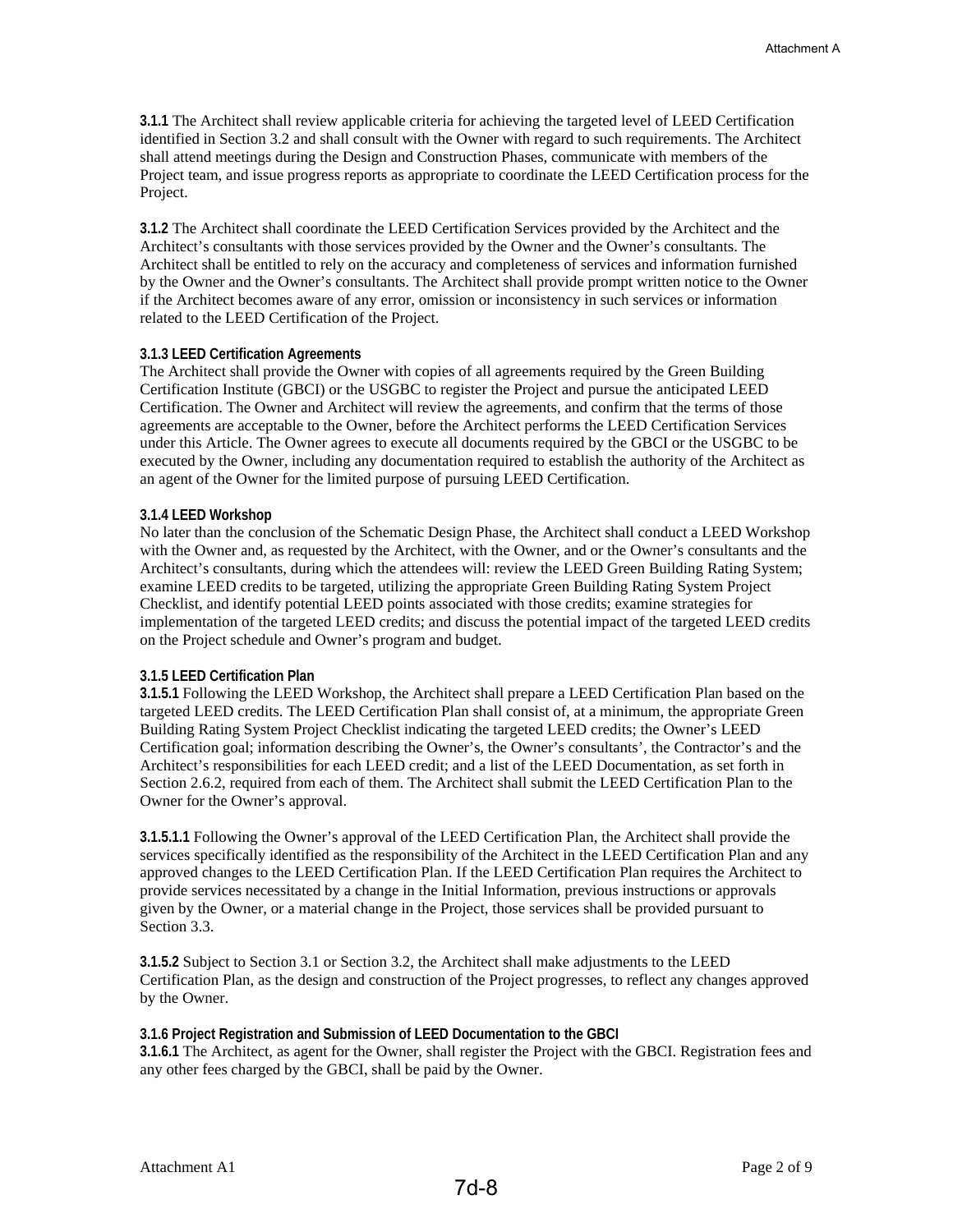**3.1.1** The Architect shall review applicable criteria for achieving the targeted level of LEED Certification identified in Section 3.2 and shall consult with the Owner with regard to such requirements. The Architect shall attend meetings during the Design and Construction Phases, communicate with members of the Project team, and issue progress reports as appropriate to coordinate the LEED Certification process for the Project.

**3.1.2** The Architect shall coordinate the LEED Certification Services provided by the Architect and the Architect's consultants with those services provided by the Owner and the Owner's consultants. The Architect shall be entitled to rely on the accuracy and completeness of services and information furnished by the Owner and the Owner's consultants. The Architect shall provide prompt written notice to the Owner if the Architect becomes aware of any error, omission or inconsistency in such services or information related to the LEED Certification of the Project.

**3.1.3 LEED Certification Agreements**

The Architect shall provide the Owner with copies of all agreements required by the Green Building Certification Institute (GBCI) or the USGBC to register the Project and pursue the anticipated LEED Certification. The Owner and Architect will review the agreements, and confirm that the terms of those agreements are acceptable to the Owner, before the Architect performs the LEED Certification Services under this Article. The Owner agrees to execute all documents required by the GBCI or the USGBC to be executed by the Owner, including any documentation required to establish the authority of the Architect as an agent of the Owner for the limited purpose of pursuing LEED Certification.

**3.1.4 LEED Workshop**

No later than the conclusion of the Schematic Design Phase, the Architect shall conduct a LEED Workshop with the Owner and, as requested by the Architect, with the Owner, and or the Owner's consultants and the Architect's consultants, during which the attendees will: review the LEED Green Building Rating System; examine LEED credits to be targeted, utilizing the appropriate Green Building Rating System Project Checklist, and identify potential LEED points associated with those credits; examine strategies for implementation of the targeted LEED credits; and discuss the potential impact of the targeted LEED credits on the Project schedule and Owner's program and budget.

**3.1.5 LEED Certification Plan**

**3.1.5.1** Following the LEED Workshop, the Architect shall prepare a LEED Certification Plan based on the targeted LEED credits. The LEED Certification Plan shall consist of, at a minimum, the appropriate Green Building Rating System Project Checklist indicating the targeted LEED credits; the Owner's LEED Certification goal; information describing the Owner's, the Owner's consultants', the Contractor's and the Architect's responsibilities for each LEED credit; and a list of the LEED Documentation, as set forth in Section 2.6.2, required from each of them. The Architect shall submit the LEED Certification Plan to the Owner for the Owner's approval.

**3.1.5.1.1** Following the Owner's approval of the LEED Certification Plan, the Architect shall provide the services specifically identified as the responsibility of the Architect in the LEED Certification Plan and any approved changes to the LEED Certification Plan. If the LEED Certification Plan requires the Architect to provide services necessitated by a change in the Initial Information, previous instructions or approvals given by the Owner, or a material change in the Project, those services shall be provided pursuant to Section 3.3.

**3.1.5.2** Subject to Section 3.1 or Section 3.2, the Architect shall make adjustments to the LEED Certification Plan, as the design and construction of the Project progresses, to reflect any changes approved by the Owner.

**3.1.6 Project Registration and Submission of LEED Documentation to the GBCI**

**3.1.6.1** The Architect, as agent for the Owner, shall register the Project with the GBCI. Registration fees and any other fees charged by the GBCI, shall be paid by the Owner.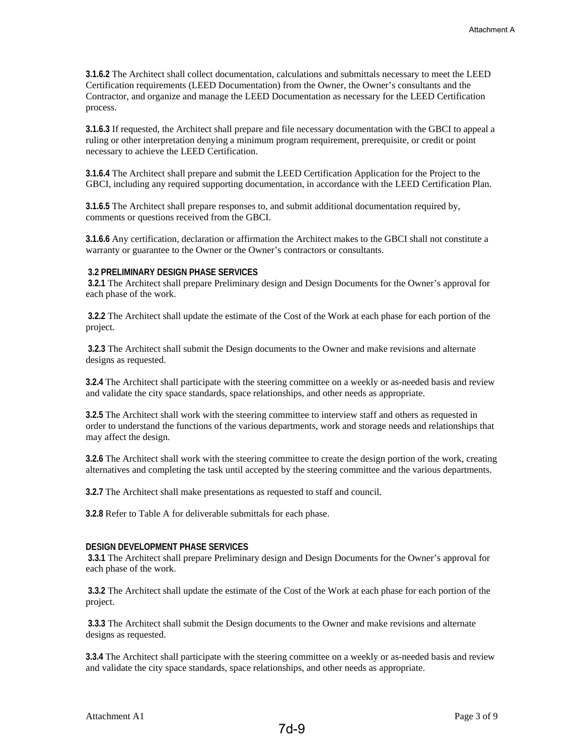**3.1.6.2** The Architect shall collect documentation, calculations and submittals necessary to meet the LEED Certification requirements (LEED Documentation) from the Owner, the Owner's consultants and the Contractor, and organize and manage the LEED Documentation as necessary for the LEED Certification process.

**3.1.6.3** If requested, the Architect shall prepare and file necessary documentation with the GBCI to appeal a ruling or other interpretation denying a minimum program requirement, prerequisite, or credit or point necessary to achieve the LEED Certification.

**3.1.6.4** The Architect shall prepare and submit the LEED Certification Application for the Project to the GBCI, including any required supporting documentation, in accordance with the LEED Certification Plan.

**3.1.6.5** The Architect shall prepare responses to, and submit additional documentation required by, comments or questions received from the GBCI.

**3.1.6.6** Any certification, declaration or affirmation the Architect makes to the GBCI shall not constitute a warranty or guarantee to the Owner or the Owner's contractors or consultants.

**3.2 PRELIMINARY DESIGN PHASE SERVICES**

**3.2.1** The Architect shall prepare Preliminary design and Design Documents for the Owner's approval for each phase of the work.

**3.2.2** The Architect shall update the estimate of the Cost of the Work at each phase for each portion of the project.

**3.2.3** The Architect shall submit the Design documents to the Owner and make revisions and alternate designs as requested.

**3.2.4** The Architect shall participate with the steering committee on a weekly or as-needed basis and review and validate the city space standards, space relationships, and other needs as appropriate.

**3.2.5** The Architect shall work with the steering committee to interview staff and others as requested in order to understand the functions of the various departments, work and storage needs and relationships that may affect the design.

**3.2.6** The Architect shall work with the steering committee to create the design portion of the work, creating alternatives and completing the task until accepted by the steering committee and the various departments.

**3.2.7** The Architect shall make presentations as requested to staff and council.

**3.2.8** Refer to Table A for deliverable submittals for each phase.

**DESIGN DEVELOPMENT PHASE SERVICES**

**3.3.1** The Architect shall prepare Preliminary design and Design Documents for the Owner's approval for each phase of the work.

**3.3.2** The Architect shall update the estimate of the Cost of the Work at each phase for each portion of the project.

**3.3.3** The Architect shall submit the Design documents to the Owner and make revisions and alternate designs as requested.

**3.3.4** The Architect shall participate with the steering committee on a weekly or as-needed basis and review and validate the city space standards, space relationships, and other needs as appropriate.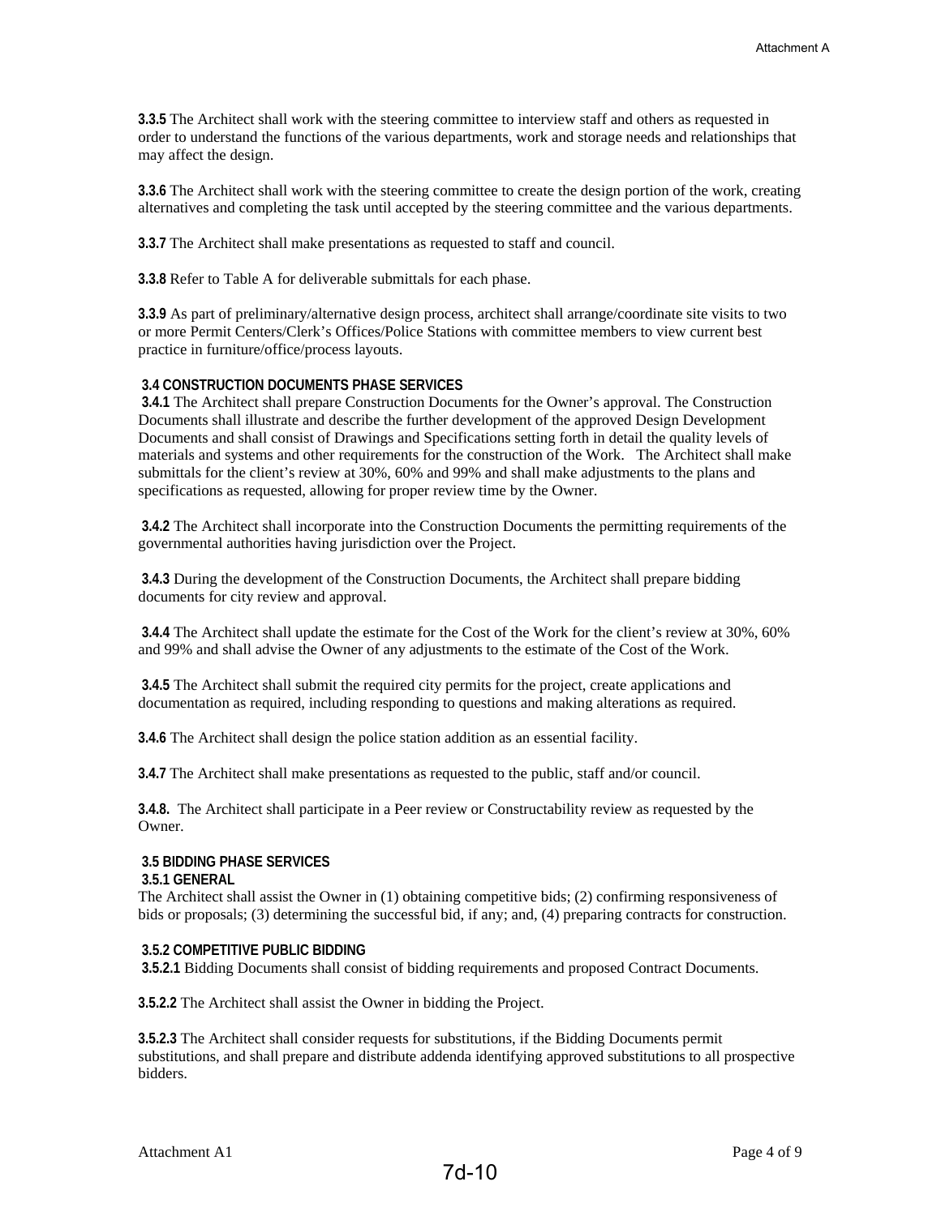**3.3.5** The Architect shall work with the steering committee to interview staff and others as requested in order to understand the functions of the various departments, work and storage needs and relationships that may affect the design.

**3.3.6** The Architect shall work with the steering committee to create the design portion of the work, creating alternatives and completing the task until accepted by the steering committee and the various departments.

**3.3.7** The Architect shall make presentations as requested to staff and council.

**3.3.8** Refer to Table A for deliverable submittals for each phase.

**3.3.9** As part of preliminary/alternative design process, architect shall arrange/coordinate site visits to two or more Permit Centers/Clerk's Offices/Police Stations with committee members to view current best practice in furniture/office/process layouts.

**3.4 CONSTRUCTION DOCUMENTS PHASE SERVICES**

**3.4.1** The Architect shall prepare Construction Documents for the Owner's approval. The Construction Documents shall illustrate and describe the further development of the approved Design Development Documents and shall consist of Drawings and Specifications setting forth in detail the quality levels of materials and systems and other requirements for the construction of the Work. The Architect shall make submittals for the client's review at 30%, 60% and 99% and shall make adjustments to the plans and specifications as requested, allowing for proper review time by the Owner.

**3.4.2** The Architect shall incorporate into the Construction Documents the permitting requirements of the governmental authorities having jurisdiction over the Project.

**3.4.3** During the development of the Construction Documents, the Architect shall prepare bidding documents for city review and approval.

**3.4.4** The Architect shall update the estimate for the Cost of the Work for the client's review at 30%, 60% and 99% and shall advise the Owner of any adjustments to the estimate of the Cost of the Work.

**3.4.5** The Architect shall submit the required city permits for the project, create applications and documentation as required, including responding to questions and making alterations as required.

**3.4.6** The Architect shall design the police station addition as an essential facility.

**3.4.7** The Architect shall make presentations as requested to the public, staff and/or council.

**3.4.8.** The Architect shall participate in a Peer review or Constructability review as requested by the Owner.

**3.5 BIDDING PHASE SERVICES**

**3.5.1 GENERAL**

The Architect shall assist the Owner in (1) obtaining competitive bids; (2) confirming responsiveness of bids or proposals; (3) determining the successful bid, if any; and, (4) preparing contracts for construction.

**3.5.2 COMPETITIVE PUBLIC BIDDING**

**3.5.2.1** Bidding Documents shall consist of bidding requirements and proposed Contract Documents.

**3.5.2.2** The Architect shall assist the Owner in bidding the Project.

**3.5.2.3** The Architect shall consider requests for substitutions, if the Bidding Documents permit substitutions, and shall prepare and distribute addenda identifying approved substitutions to all prospective bidders.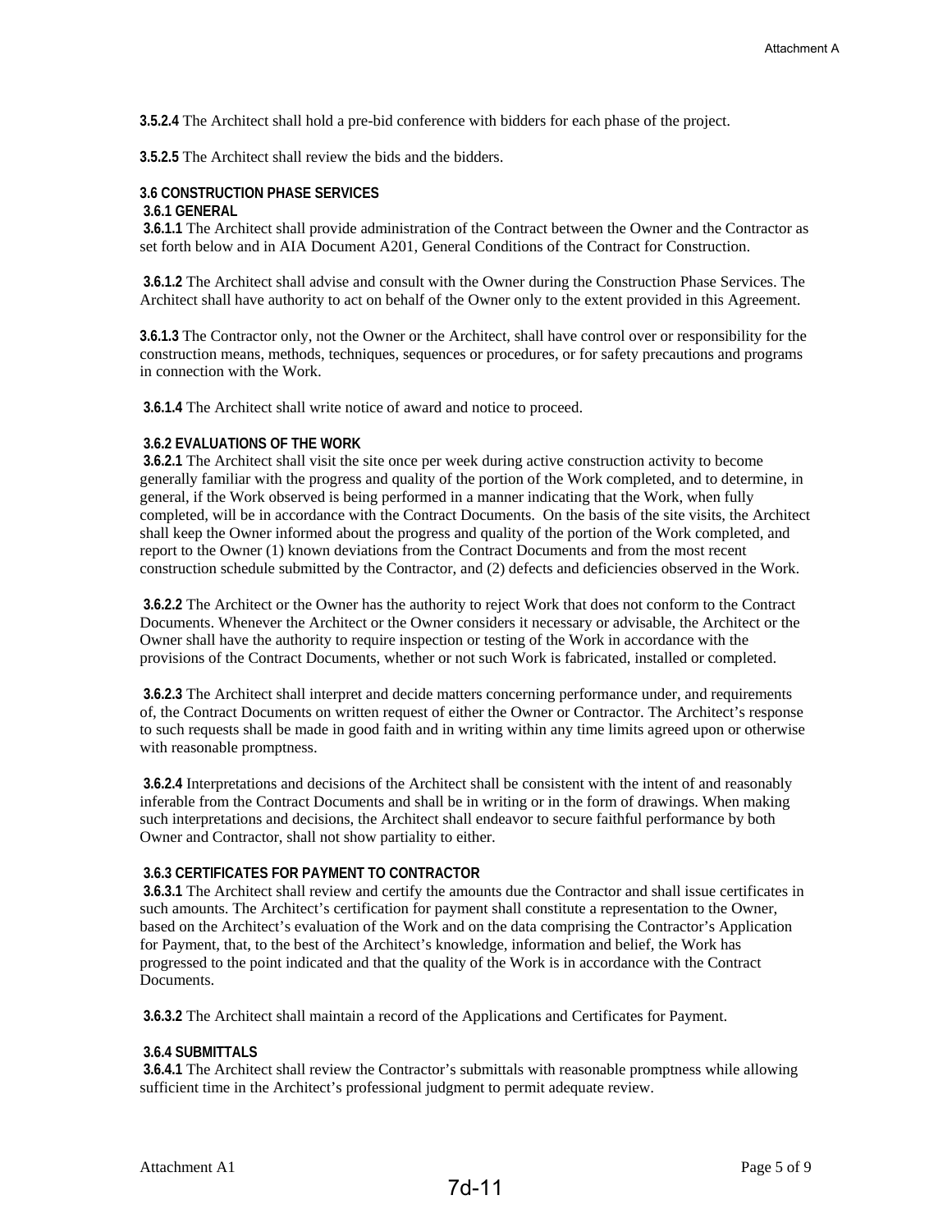**3.5.2.4** The Architect shall hold a pre-bid conference with bidders for each phase of the project.

**3.5.2.5** The Architect shall review the bids and the bidders.

### 3.6 CONSTRUCTION PHASE SERVICES

#### 3.6.1 GENERAL

**3.6.1.1** The Architect shall provide administration of the Contract between the Owner and the Contractor as set forth below and in AIA Document A201, General Conditions of the Contract for Construction.

**3.6.1.2** The Architect shall advise and consult with the Owner during the Construction Phase Services. The Architect shall have authority to act on behalf of the Owner only to the extent provided in this Agreement.

**3.6.1.3** The Contractor only, not the Owner or the Architect, shall have control over or responsibility for the construction means, methods, techniques, sequences or procedures, or for safety precautions and programs in connection with the Work.

**3.6.1.4** The Architect shall write notice of award and notice to proceed.

#### 3.6.2 EVALUATIONS OF THE WORK

**3.6.2.1** The Architect shall visit the site once per week during active construction activity to become generally familiar with the progress and quality of the portion of the Work completed, and to determine, in general, if the Work observed is being performed in a manner indicating that the Work, when fully completed, will be in accordance with the Contract Documents. On the basis of the site visits, the Architect shall keep the Owner informed about the progress and quality of the portion of the Work completed, and report to the Owner (1) known deviations from the Contract Documents and from the most recent construction schedule submitted by the Contractor, and (2) defects and deficiencies observed in the Work.

**3.6.2.2** The Architect or the Owner has the authority to reject Work that does not conform to the Contract Documents. Whenever the Architect or the Owner considers it necessary or advisable, the Architect or the Owner shall have the authority to require inspection or testing of the Work in accordance with the provisions of the Contract Documents, whether or not such Work is fabricated, installed or completed.

**3.6.2.3** The Architect shall interpret and decide matters concerning performance under, and requirements of, the Contract Documents on written request of either the Owner or Contractor. The Architect's response to such requests shall be made in good faith and in writing within any time limits agreed upon or otherwise with reasonable promptness.

**3.6.2.4** Interpretations and decisions of the Architect shall be consistent with the intent of and reasonably inferable from the Contract Documents and shall be in writing or in the form of drawings. When making such interpretations and decisions, the Architect shall endeavor to secure faithful performance by both Owner and Contractor, shall not show partiality to either.

#### 3.6.3 CERTIFICATES FOR PAYMENT TO CONTRACTOR

**3.6.3.1** The Architect shall review and certify the amounts due the Contractor and shall issue certificates in such amounts. The Architect's certification for payment shall constitute a representation to the Owner, based on the Architect's evaluation of the Work and on the data comprising the Contractor's Application for Payment, that, to the best of the Architect's knowledge, information and belief, the Work has progressed to the point indicated and that the quality of the Work is in accordance with the Contract Documents.

**3.6.3.2** The Architect shall maintain a record of the Applications and Certificates for Payment.

#### 3.6.4 SUBMITTALS

**3.6.4.1** The Architect shall review the Contractor's submittals with reasonable promptness while allowing sufficient time in the Architect's professional judgment to permit adequate review.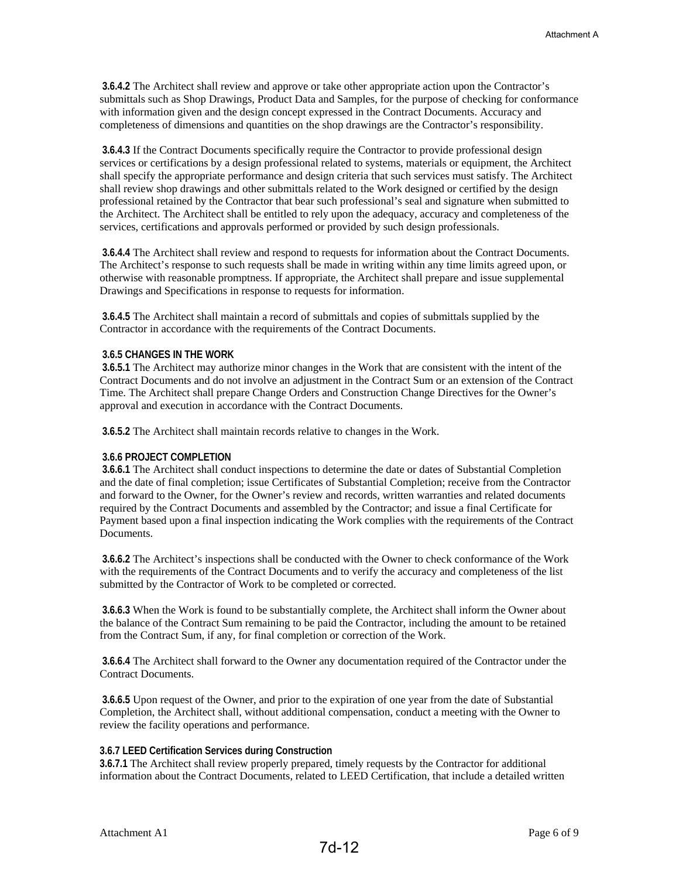**3.6.4.2** The Architect shall review and approve or take other appropriate action upon the Contractor's submittals such as Shop Drawings, Product Data and Samples, for the purpose of checking for conformance with information given and the design concept expressed in the Contract Documents. Accuracy and completeness of dimensions and quantities on the shop drawings are the Contractor's responsibility.

**3.6.4.3** If the Contract Documents specifically require the Contractor to provide professional design services or certifications by a design professional related to systems, materials or equipment, the Architect shall specify the appropriate performance and design criteria that such services must satisfy. The Architect shall review shop drawings and other submittals related to the Work designed or certified by the design professional retained by the Contractor that bear such professional's seal and signature when submitted to the Architect. The Architect shall be entitled to rely upon the adequacy, accuracy and completeness of the services, certifications and approvals performed or provided by such design professionals.

**3.6.4.4** The Architect shall review and respond to requests for information about the Contract Documents. The Architect's response to such requests shall be made in writing within any time limits agreed upon, or otherwise with reasonable promptness. If appropriate, the Architect shall prepare and issue supplemental Drawings and Specifications in response to requests for information.

**3.6.4.5** The Architect shall maintain a record of submittals and copies of submittals supplied by the Contractor in accordance with the requirements of the Contract Documents.

**3.6.5 CHANGES IN THE WORK**

**3.6.5.1** The Architect may authorize minor changes in the Work that are consistent with the intent of the Contract Documents and do not involve an adjustment in the Contract Sum or an extension of the Contract Time. The Architect shall prepare Change Orders and Construction Change Directives for the Owner's approval and execution in accordance with the Contract Documents.

**3.6.5.2** The Architect shall maintain records relative to changes in the Work.

**3.6.6 PROJECT COMPLETION**

**3.6.6.1** The Architect shall conduct inspections to determine the date or dates of Substantial Completion and the date of final completion; issue Certificates of Substantial Completion; receive from the Contractor and forward to the Owner, for the Owner's review and records, written warranties and related documents required by the Contract Documents and assembled by the Contractor; and issue a final Certificate for Payment based upon a final inspection indicating the Work complies with the requirements of the Contract Documents.

**3.6.6.2** The Architect's inspections shall be conducted with the Owner to check conformance of the Work with the requirements of the Contract Documents and to verify the accuracy and completeness of the list submitted by the Contractor of Work to be completed or corrected.

**3.6.6.3** When the Work is found to be substantially complete, the Architect shall inform the Owner about the balance of the Contract Sum remaining to be paid the Contractor, including the amount to be retained from the Contract Sum, if any, for final completion or correction of the Work.

**3.6.6.4** The Architect shall forward to the Owner any documentation required of the Contractor under the Contract Documents.

**3.6.6.5** Upon request of the Owner, and prior to the expiration of one year from the date of Substantial Completion, the Architect shall, without additional compensation, conduct a meeting with the Owner to review the facility operations and performance.

**3.6.7 LEED Certification Services during Construction**

**3.6.7.1** The Architect shall review properly prepared, timely requests by the Contractor for additional information about the Contract Documents, related to LEED Certification, that include a detailed written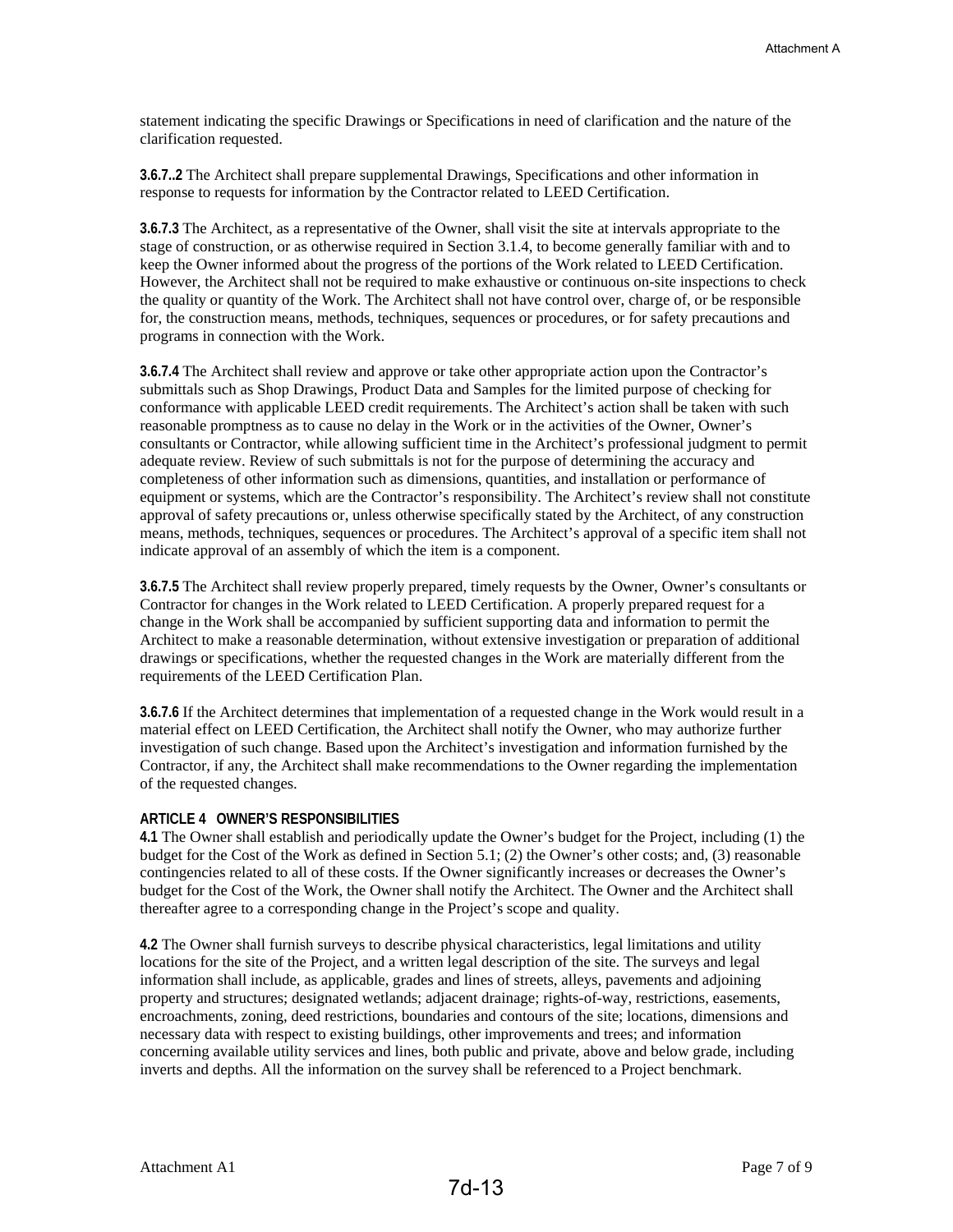statement indicating the specific Drawings or Specifications in need of clarification and the nature of the clarification requested.

**3.6.7..2** The Architect shall prepare supplemental Drawings, Specifications and other information in response to requests for information by the Contractor related to LEED Certification.

**3.6.7.3** The Architect, as a representative of the Owner, shall visit the site at intervals appropriate to the stage of construction, or as otherwise required in Section 3.1.4, to become generally familiar with and to keep the Owner informed about the progress of the portions of the Work related to LEED Certification. However, the Architect shall not be required to make exhaustive or continuous on-site inspections to check the quality or quantity of the Work. The Architect shall not have control over, charge of, or be responsible for, the construction means, methods, techniques, sequences or procedures, or for safety precautions and programs in connection with the Work.

**3.6.7.4** The Architect shall review and approve or take other appropriate action upon the Contractor's submittals such as Shop Drawings, Product Data and Samples for the limited purpose of checking for conformance with applicable LEED credit requirements. The Architect's action shall be taken with such reasonable promptness as to cause no delay in the Work or in the activities of the Owner, Owner's consultants or Contractor, while allowing sufficient time in the Architect's professional judgment to permit adequate review. Review of such submittals is not for the purpose of determining the accuracy and completeness of other information such as dimensions, quantities, and installation or performance of equipment or systems, which are the Contractor's responsibility. The Architect's review shall not constitute approval of safety precautions or, unless otherwise specifically stated by the Architect, of any construction means, methods, techniques, sequences or procedures. The Architect's approval of a specific item shall not indicate approval of an assembly of which the item is a component.

**3.6.7.5** The Architect shall review properly prepared, timely requests by the Owner, Owner's consultants or Contractor for changes in the Work related to LEED Certification. A properly prepared request for a change in the Work shall be accompanied by sufficient supporting data and information to permit the Architect to make a reasonable determination, without extensive investigation or preparation of additional drawings or specifications, whether the requested changes in the Work are materially different from the requirements of the LEED Certification Plan.

**3.6.7.6** If the Architect determines that implementation of a requested change in the Work would result in a material effect on LEED Certification, the Architect shall notify the Owner, who may authorize further investigation of such change. Based upon the Architect's investigation and information furnished by the Contractor, if any, the Architect shall make recommendations to the Owner regarding the implementation of the requested changes.

## ARTICLE 4 OWNER'S RESPONSIBILITIES

**4.1** The Owner shall establish and periodically update the Owner's budget for the Project, including (1) the budget for the Cost of the Work as defined in Section 5.1; (2) the Owner's other costs; and, (3) reasonable contingencies related to all of these costs. If the Owner significantly increases or decreases the Owner's budget for the Cost of the Work, the Owner shall notify the Architect. The Owner and the Architect shall thereafter agree to a corresponding change in the Project's scope and quality.

**4.2** The Owner shall furnish surveys to describe physical characteristics, legal limitations and utility locations for the site of the Project, and a written legal description of the site. The surveys and legal information shall include, as applicable, grades and lines of streets, alleys, pavements and adjoining property and structures; designated wetlands; adjacent drainage; rights-of-way, restrictions, easements, encroachments, zoning, deed restrictions, boundaries and contours of the site; locations, dimensions and necessary data with respect to existing buildings, other improvements and trees; and information concerning available utility services and lines, both public and private, above and below grade, including inverts and depths. All the information on the survey shall be referenced to a Project benchmark.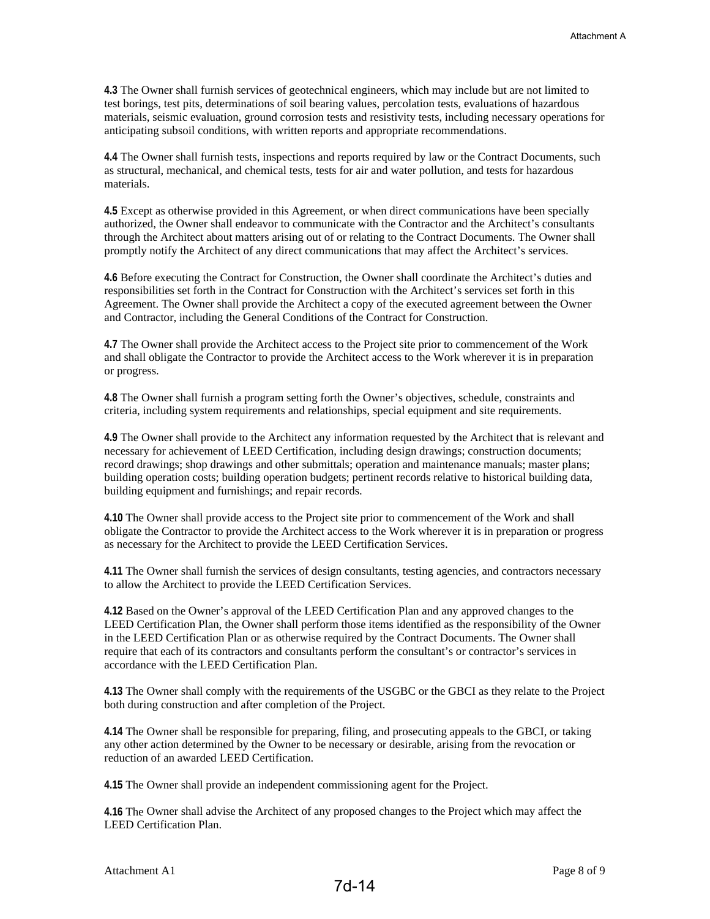**4.3** The Owner shall furnish services of geotechnical engineers, which may include but are not limited to test borings, test pits, determinations of soil bearing values, percolation tests, evaluations of hazardous materials, seismic evaluation, ground corrosion tests and resistivity tests, including necessary operations for anticipating subsoil conditions, with written reports and appropriate recommendations.

**4.4** The Owner shall furnish tests, inspections and reports required by law or the Contract Documents, such as structural, mechanical, and chemical tests, tests for air and water pollution, and tests for hazardous materials.

**4.5** Except as otherwise provided in this Agreement, or when direct communications have been specially authorized, the Owner shall endeavor to communicate with the Contractor and the Architect's consultants through the Architect about matters arising out of or relating to the Contract Documents. The Owner shall promptly notify the Architect of any direct communications that may affect the Architect's services.

**4.6** Before executing the Contract for Construction, the Owner shall coordinate the Architect's duties and responsibilities set forth in the Contract for Construction with the Architect's services set forth in this Agreement. The Owner shall provide the Architect a copy of the executed agreement between the Owner and Contractor, including the General Conditions of the Contract for Construction.

**4.7** The Owner shall provide the Architect access to the Project site prior to commencement of the Work and shall obligate the Contractor to provide the Architect access to the Work wherever it is in preparation or progress.

**4.8** The Owner shall furnish a program setting forth the Owner's objectives, schedule, constraints and criteria, including system requirements and relationships, special equipment and site requirements.

**4.9** The Owner shall provide to the Architect any information requested by the Architect that is relevant and necessary for achievement of LEED Certification, including design drawings; construction documents; record drawings; shop drawings and other submittals; operation and maintenance manuals; master plans; building operation costs; building operation budgets; pertinent records relative to historical building data, building equipment and furnishings; and repair records.

**4.10** The Owner shall provide access to the Project site prior to commencement of the Work and shall obligate the Contractor to provide the Architect access to the Work wherever it is in preparation or progress as necessary for the Architect to provide the LEED Certification Services.

**4.11** The Owner shall furnish the services of design consultants, testing agencies, and contractors necessary to allow the Architect to provide the LEED Certification Services.

**4.12** Based on the Owner's approval of the LEED Certification Plan and any approved changes to the LEED Certification Plan, the Owner shall perform those items identified as the responsibility of the Owner in the LEED Certification Plan or as otherwise required by the Contract Documents. The Owner shall require that each of its contractors and consultants perform the consultant's or contractor's services in accordance with the LEED Certification Plan.

**4.13** The Owner shall comply with the requirements of the USGBC or the GBCI as they relate to the Project both during construction and after completion of the Project.

**4.14** The Owner shall be responsible for preparing, filing, and prosecuting appeals to the GBCI, or taking any other action determined by the Owner to be necessary or desirable, arising from the revocation or reduction of an awarded LEED Certification.

**4.15** The Owner shall provide an independent commissioning agent for the Project.

**4.16** The Owner shall advise the Architect of any proposed changes to the Project which may affect the LEED Certification Plan.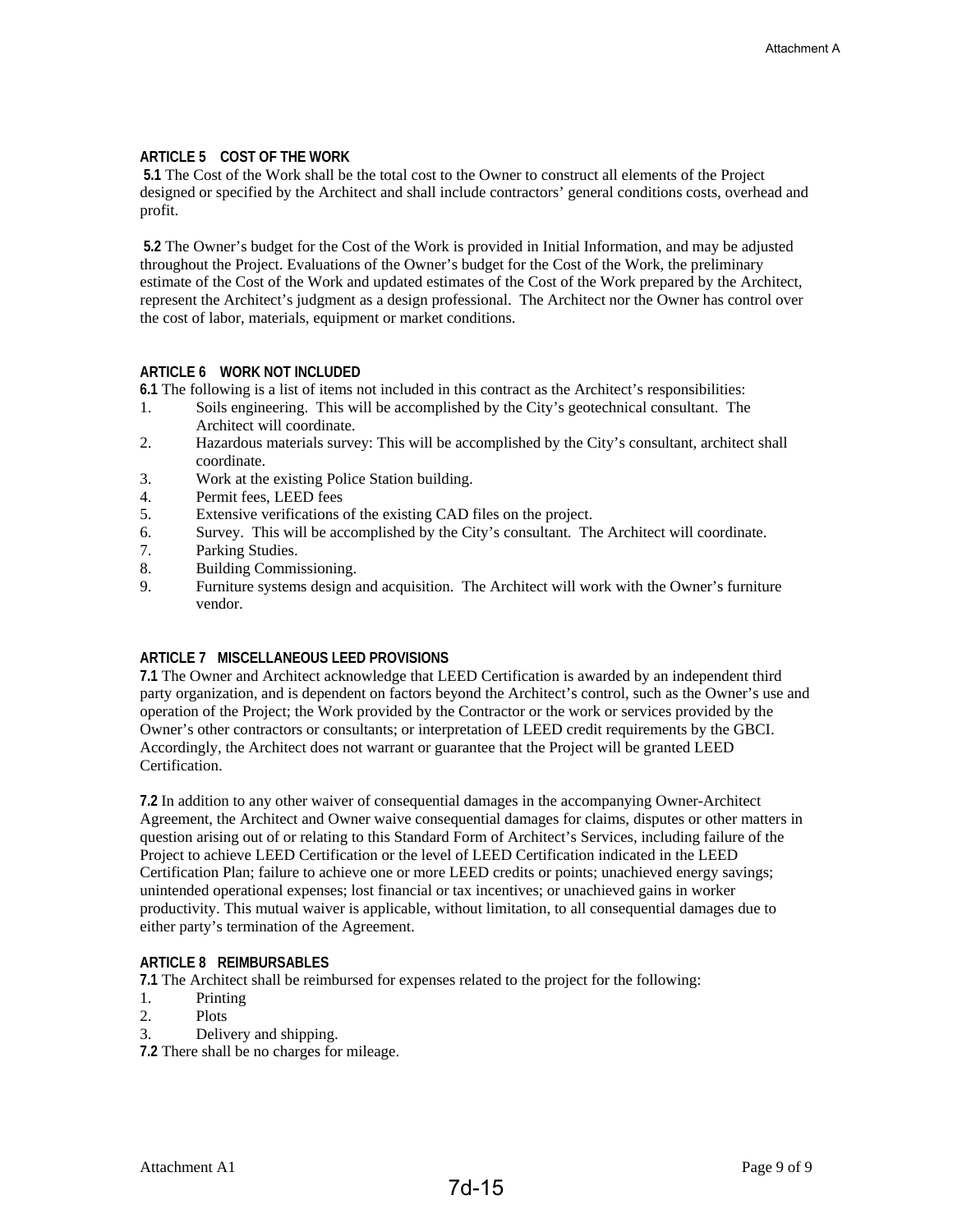## ARTICLE 5 COST OF THE WORK

**5.1** The Cost of the Work shall be the total cost to the Owner to construct all elements of the Project designed or specified by the Architect and shall include contractors' general conditions costs, overhead and profit.

**5.2** The Owner's budget for the Cost of the Work is provided in Initial Information, and may be adjusted throughout the Project. Evaluations of the Owner's budget for the Cost of the Work, the preliminary estimate of the Cost of the Work and updated estimates of the Cost of the Work prepared by the Architect, represent the Architect's judgment as a design professional. The Architect nor the Owner has control over the cost of labor, materials, equipment or market conditions.

## ARTICLE 6 WORK NOT INCLUDED

**6.1** The following is a list of items not included in this contract as the Architect's responsibilities:

1. Soils engineering. This will be accomplished by the City's geotechnical consultant. The Architect will coordinate.
2. Hazardous materials survey: This will be accomplished by the City's consultant, architect shall coordinate.
3. Work at the existing Police Station building.
4. Permit fees, LEED fees
5. Extensive verifications of the existing CAD files on the project.
6. Survey. This will be accomplished by the City's consultant. The Architect will coordinate.
7. Parking Studies.
8. Building Commissioning.
9. Furniture systems design and acquisition. The Architect will work with the Owner's furniture vendor.

## ARTICLE 7 MISCELLANEOUS LEED PROVISIONS

**7.1** The Owner and Architect acknowledge that LEED Certification is awarded by an independent third party organization, and is dependent on factors beyond the Architect's control, such as the Owner's use and operation of the Project; the Work provided by the Contractor or the work or services provided by the Owner's other contractors or consultants; or interpretation of LEED credit requirements by the GBCI. Accordingly, the Architect does not warrant or guarantee that the Project will be granted LEED Certification.

**7.2** In addition to any other waiver of consequential damages in the accompanying Owner-Architect Agreement, the Architect and Owner waive consequential damages for claims, disputes or other matters in question arising out of or relating to this Standard Form of Architect's Services, including failure of the Project to achieve LEED Certification or the level of LEED Certification indicated in the LEED Certification Plan; failure to achieve one or more LEED credits or points; unachieved energy savings; unintended operational expenses; lost financial or tax incentives; or unachieved gains in worker productivity. This mutual waiver is applicable, without limitation, to all consequential damages due to either party's termination of the Agreement.

## ARTICLE 8 REIMBURSABLES

**7.1** The Architect shall be reimbursed for expenses related to the project for the following:

1. Printing
2. Plots
3. Delivery and shipping.

**7.2** There shall be no charges for mileage.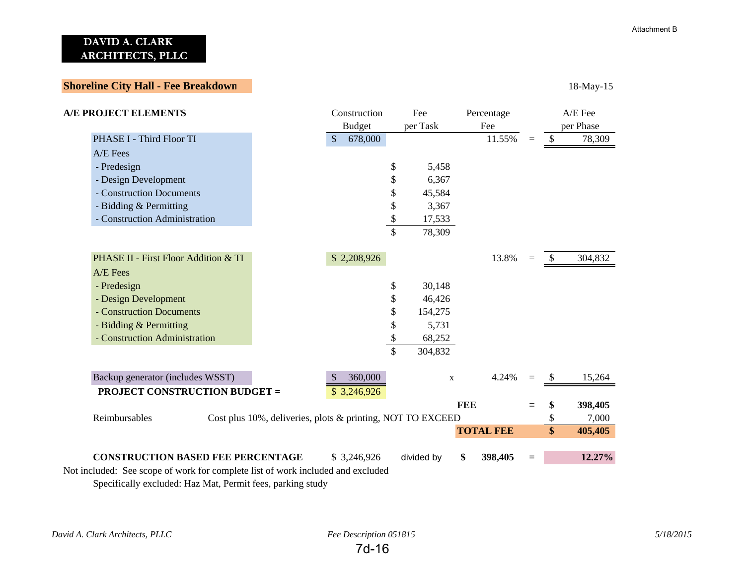Attachment B

**DAVID A. CLARK ARCHITECTS, PLLC**

**Shoreline City Hall - Fee Breakdown**

18-May-15

| A/E PROJECT ELEMENTS | Construction Budget | Fee per Task | Percentage Fee | | A/E Fee per Phase |
|---|---|---|---|---|---|
| PHASE I - Third Floor TI | $ 678,000 | | 11.55% | = | $ 78,309 |
| A/E Fees | | | | | |
| - Predesign | | $ 5,458 | | | |
| - Design Development | | $ 6,367 | | | |
| - Construction Documents | | $ 45,584 | | | |
| - Bidding & Permitting | | $ 3,367 | | | |
| - Construction Administration | | $ 17,533 | | | |
| | | $ 78,309 | | | |
| PHASE II - First Floor Addition & TI | $ 2,208,926 | | 13.8% | = | $ 304,832 |
| A/E Fees | | | | | |
| - Predesign | | $ 30,148 | | | |
| - Design Development | | $ 46,426 | | | |
| - Construction Documents | | $ 154,275 | | | |
| - Bidding & Permitting | | $ 5,731 | | | |
| - Construction Administration | | $ 68,252 | | | |
| | | $ 304,832 | | | |
| Backup generator (includes WSST) | $ 360,000 | x | 4.24% | = | $ 15,264 |
| **PROJECT CONSTRUCTION BUDGET =** | $ 3,246,926 | | | | |
| | | | **FEE** | **=** | **$ 398,405** |
| Reimbursables | Cost plus 10%, deliveries, plots & printing, NOT TO EXCEED | | | | $ 7,000 |
| | | | **TOTAL FEE** | | **$ 405,405** |
| **CONSTRUCTION BASED FEE PERCENTAGE** | $ 3,246,926 | divided by | **$ 398,405** | **=** | **12.27%** |

Not included: See scope of work for complete list of work included and excluded

Specifically excluded: Haz Mat, Permit fees, parking study

*David A. Clark Architects, PLLC* *Fee Description 051815* *5/18/2015*